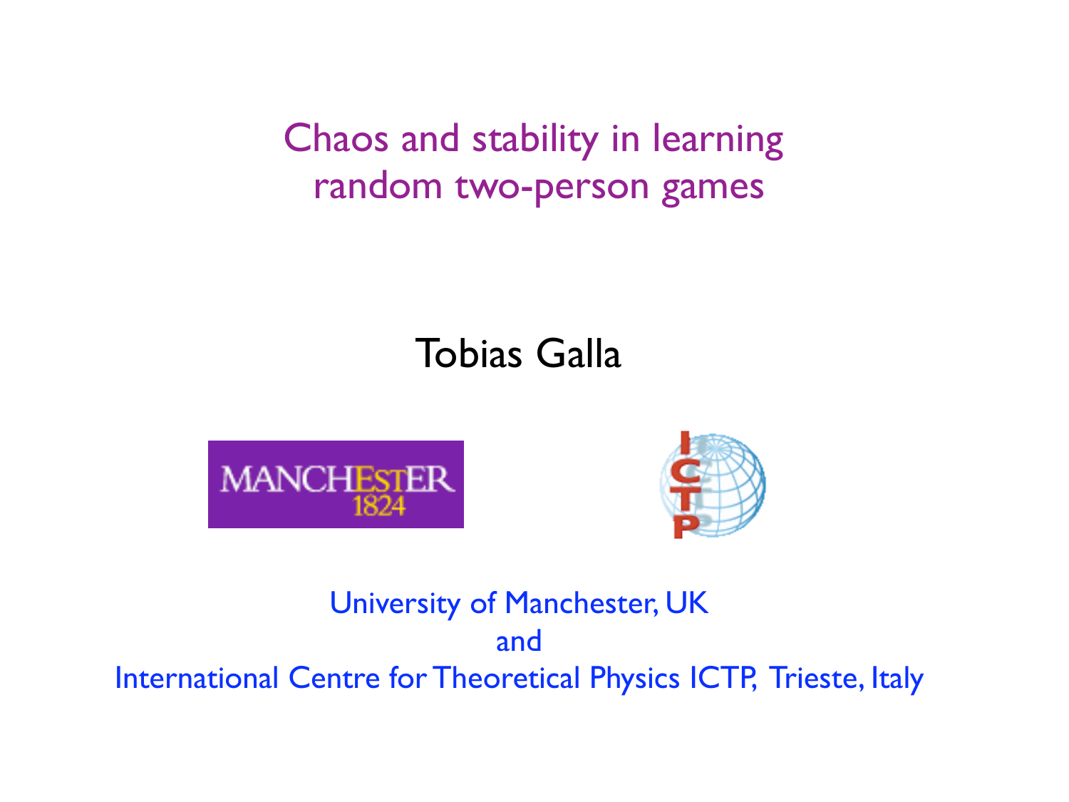# Chaos and stability in learning random two-person games

Tobias Galla

University of Manchester, UK
and
International Centre for Theoretical Physics ICTP, Trieste, Italy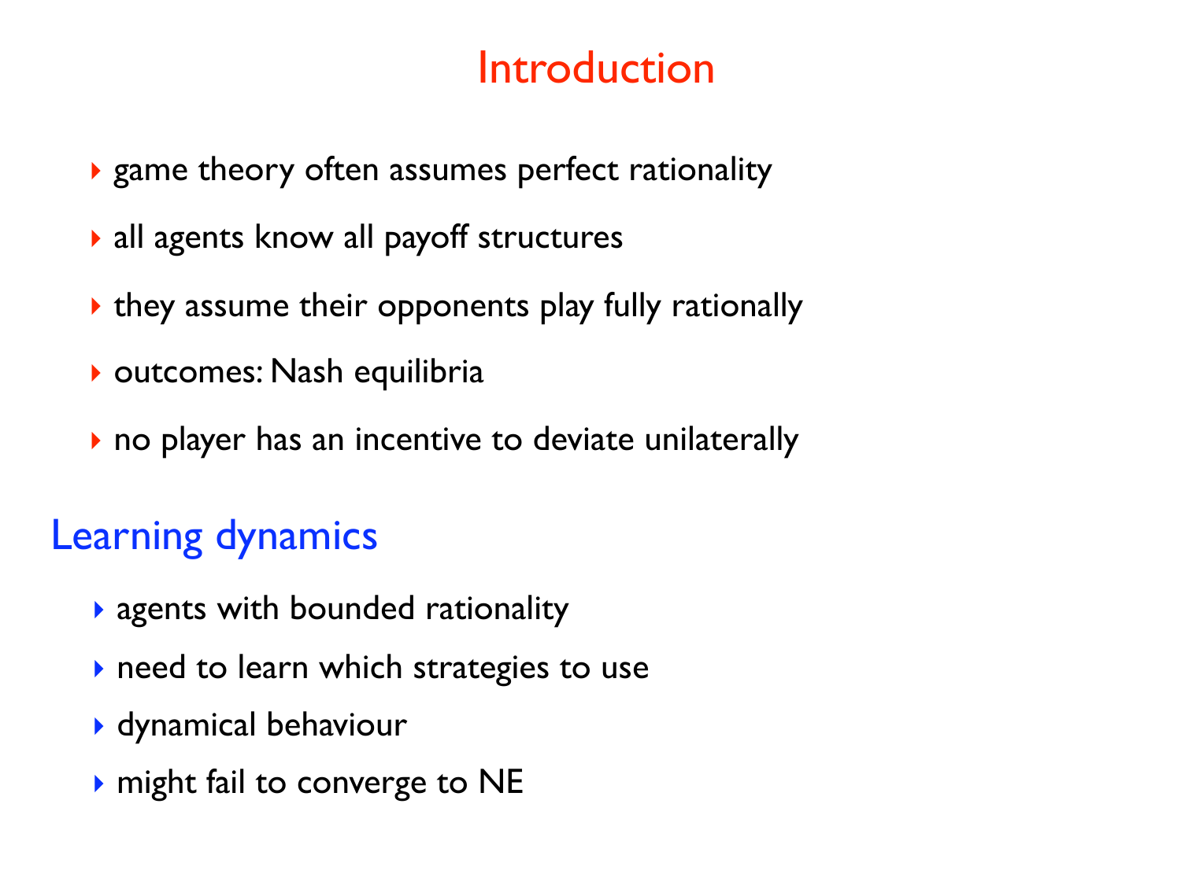# Introduction

- game theory often assumes perfect rationality
- all agents know all payoff structures
- they assume their opponents play fully rationally
- outcomes: Nash equilibria
- no player has an incentive to deviate unilaterally

## Learning dynamics

- agents with bounded rationality
- need to learn which strategies to use
- dynamical behaviour
- might fail to converge to NE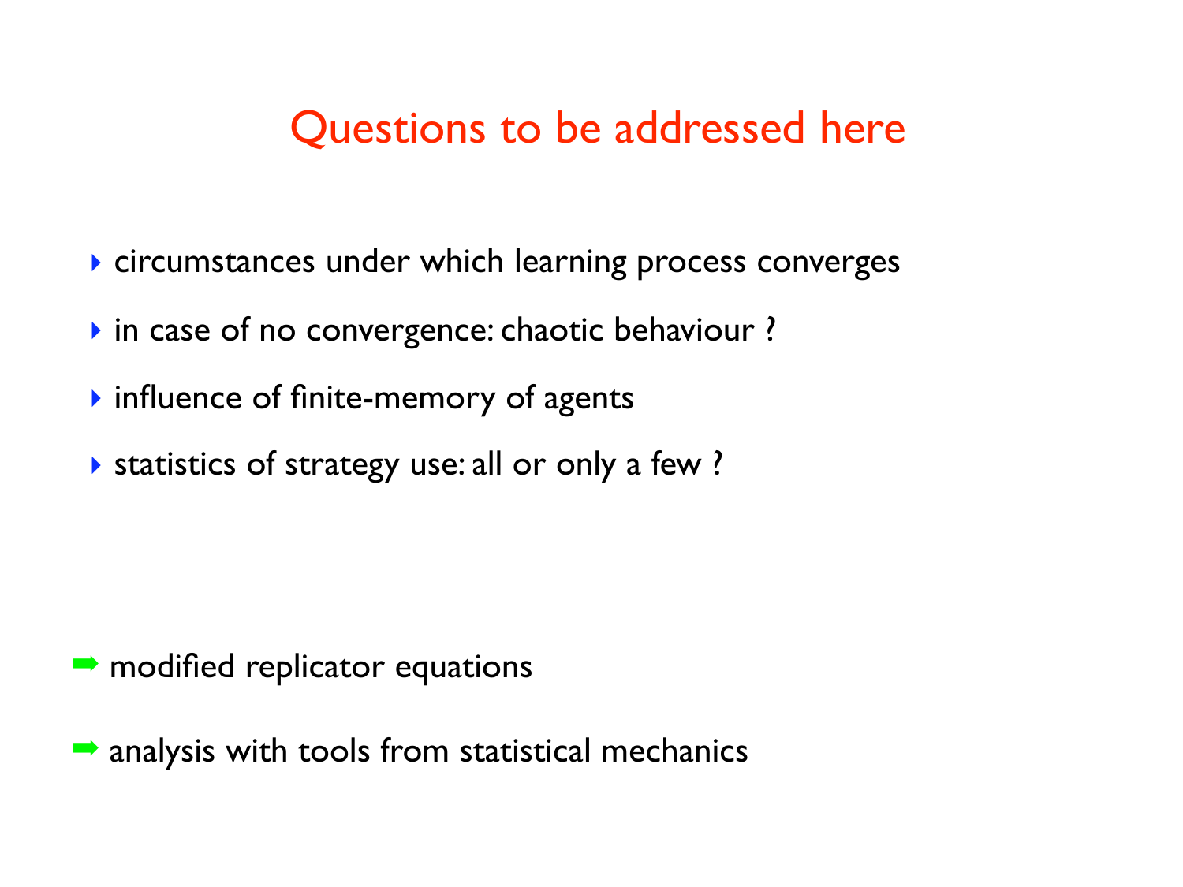# Questions to be addressed here

- circumstances under which learning process converges
- in case of no convergence: chaotic behaviour ?
- influence of finite-memory of agents
- statistics of strategy use: all or only a few ?

➡ modified replicator equations

➡ analysis with tools from statistical mechanics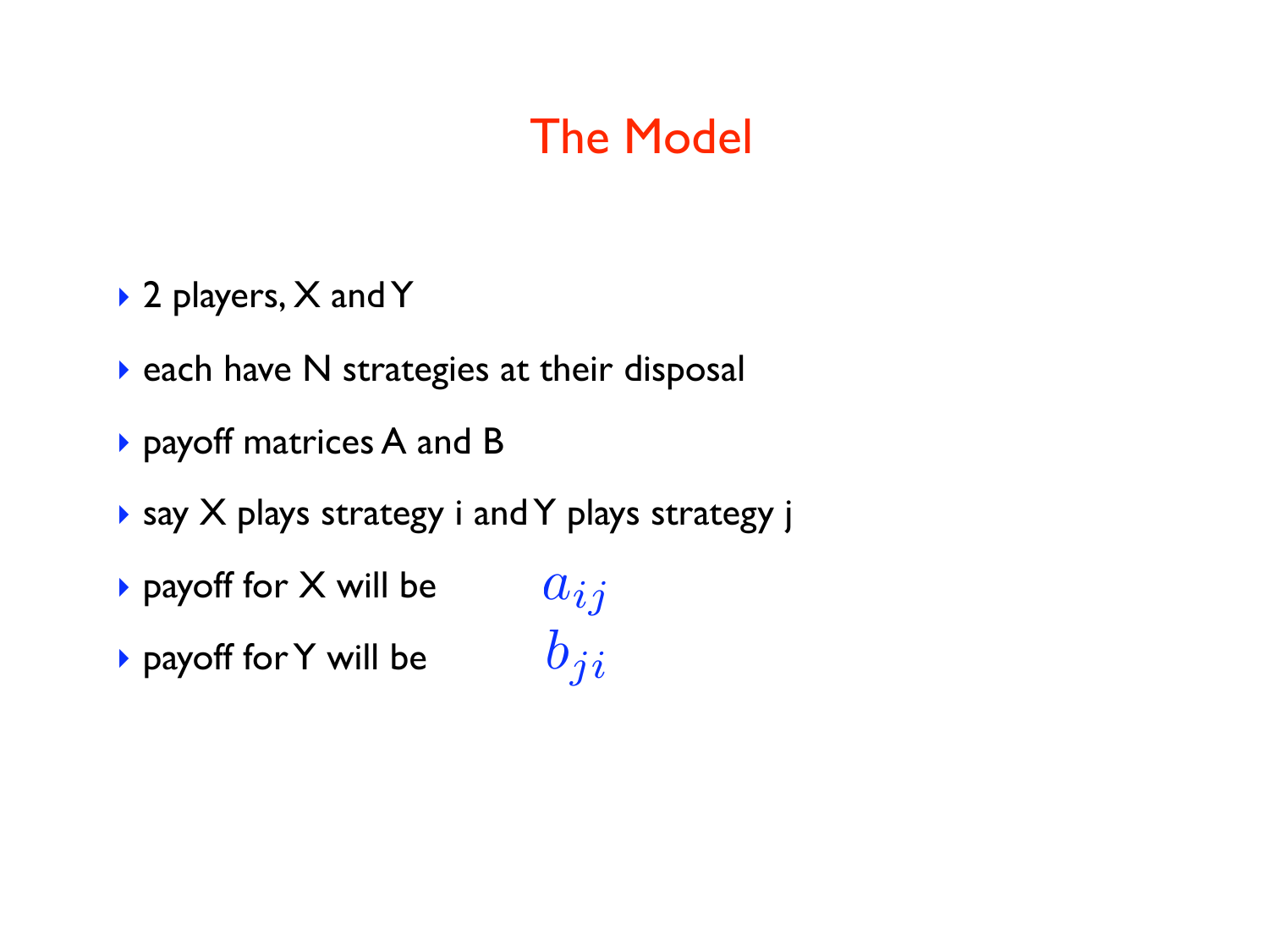# The Model

- 2 players, X and Y
- each have N strategies at their disposal
- payoff matrices A and B
- say X plays strategy i and Y plays strategy j
- payoff for X will be $a_{ij}$
- payoff for Y will be $b_{ji}$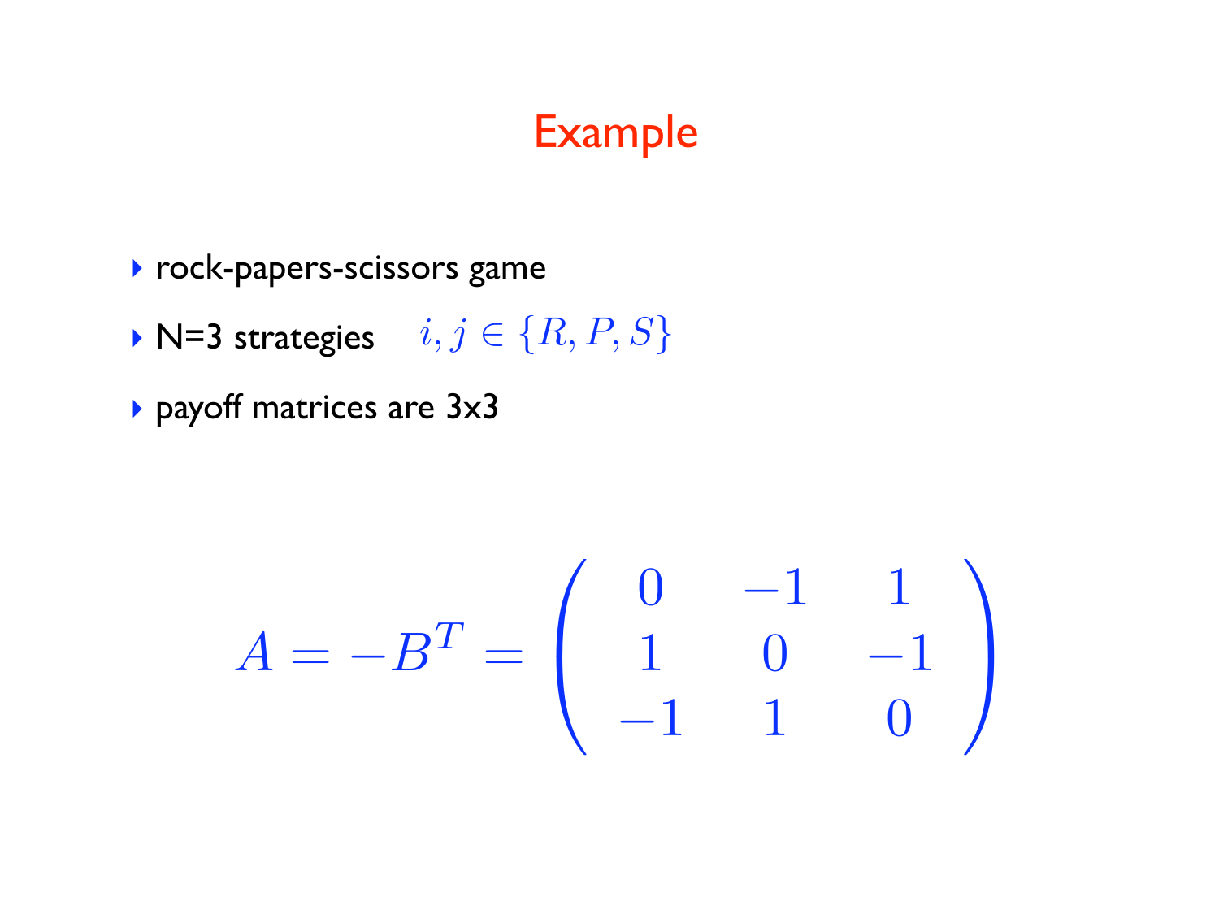# Example

- rock-papers-scissors game
- N=3 strategies $i, j \in \{R, P, S\}$
- payoff matrices are 3x3

$$A = -B^T = \begin{pmatrix} 0 & -1 & 1 \\ 1 & 0 & -1 \\ -1 & 1 & 0 \end{pmatrix}$$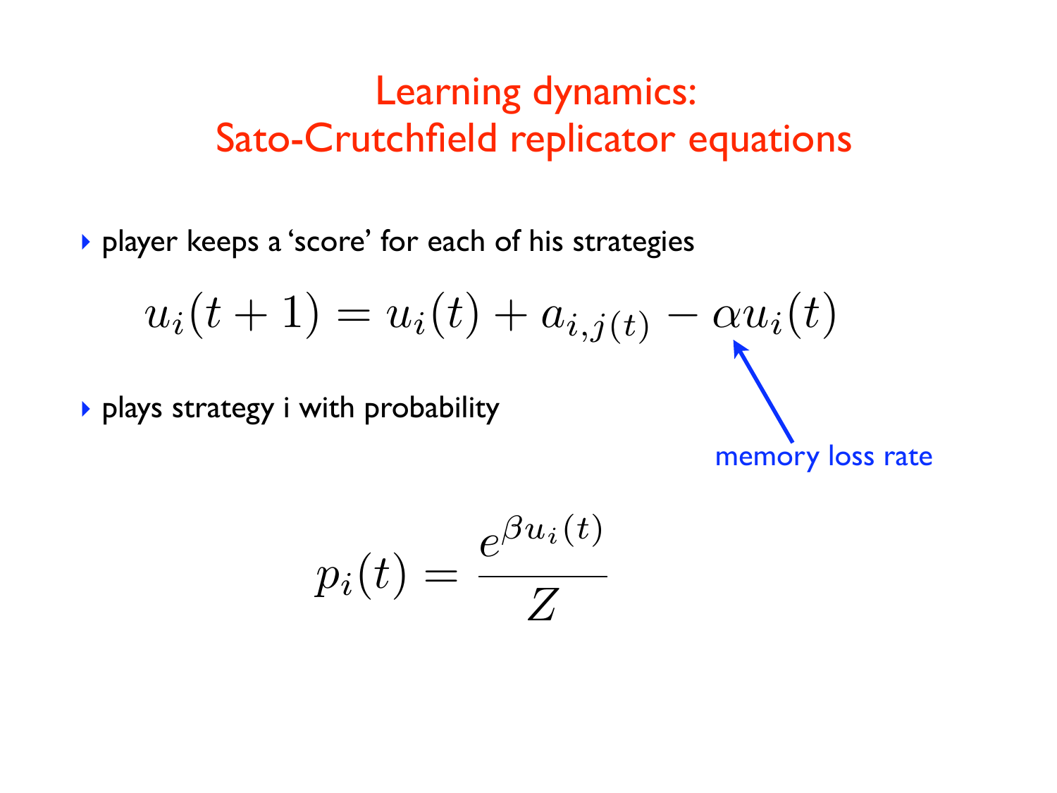# Learning dynamics: Sato-Crutchfield replicator equations

- player keeps a 'score' for each of his strategies

$$u_i(t+1) = u_i(t) + a_{i,j(t)} - \alpha u_i(t)$$

memory loss rate

- plays strategy i with probability

$$p_i(t) = \frac{e^{\beta u_i(t)}}{Z}$$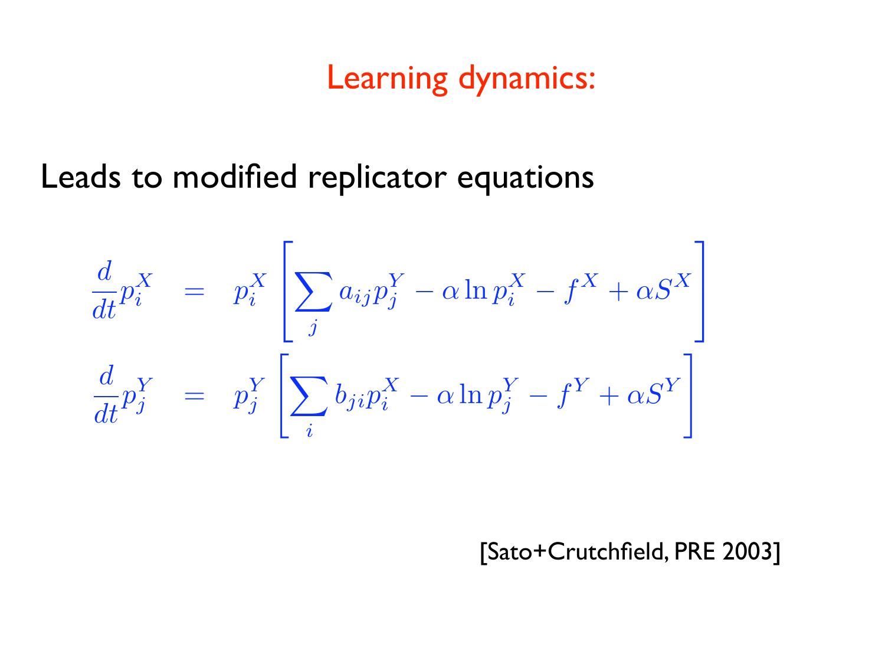# Learning dynamics:

Leads to modified replicator equations

$$
\begin{aligned}
\frac{d}{dt} p_i^X &= p_i^X \left[ \sum_j a_{ij} p_j^Y - \alpha \ln p_i^X - f^X + \alpha S^X \right] \\
\frac{d}{dt} p_j^Y &= p_j^Y \left[ \sum_i b_{ji} p_i^X - \alpha \ln p_j^Y - f^Y + \alpha S^Y \right]
\end{aligned}
$$

[Sato+Crutchfield, PRE 2003]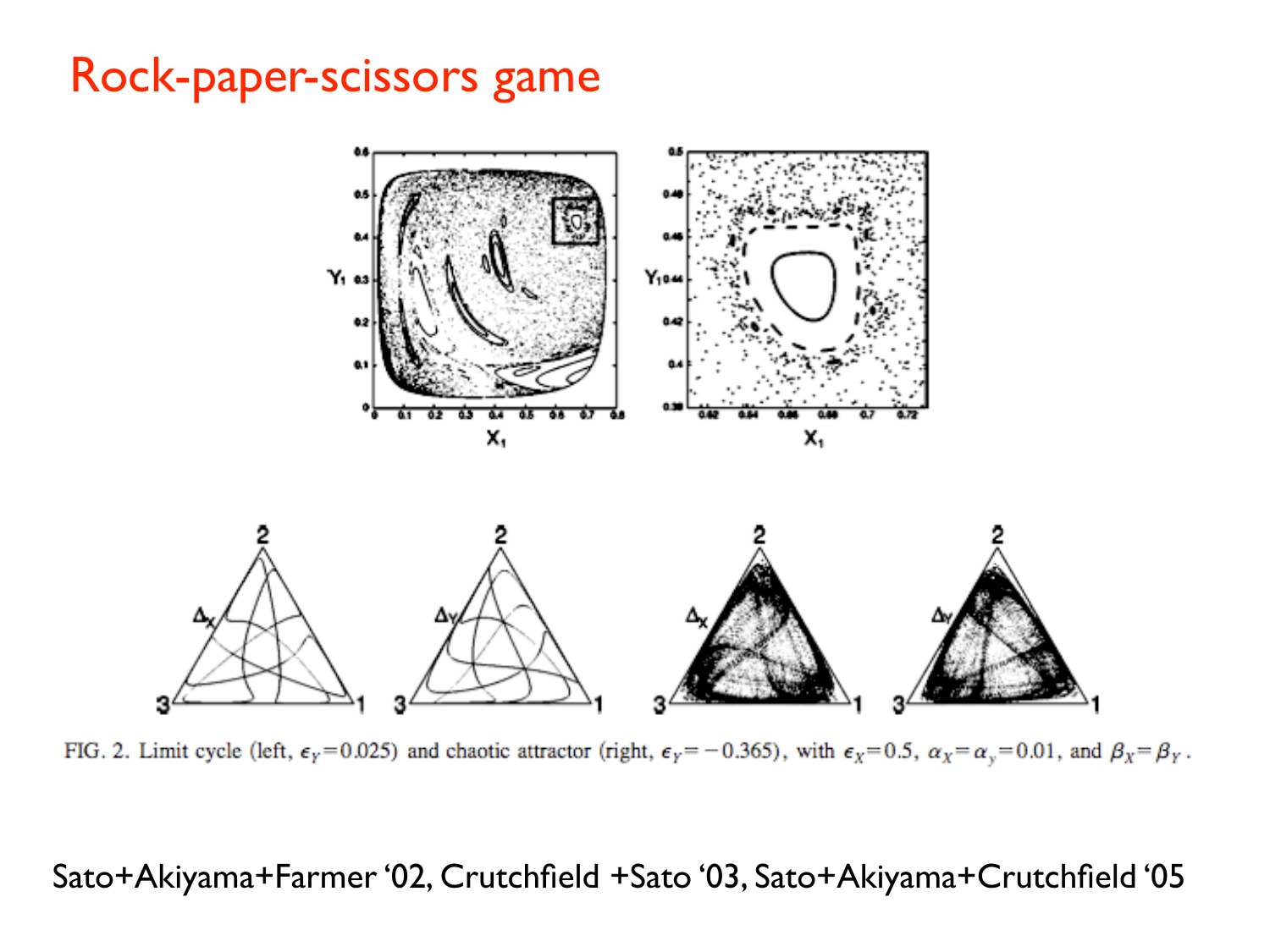# Rock-paper-scissors game

FIG. 2. Limit cycle (left, $\epsilon_Y = 0.025$) and chaotic attractor (right, $\epsilon_Y = -0.365$), with $\epsilon_X = 0.5$, $\alpha_X = \alpha_y = 0.01$, and $\beta_X = \beta_Y$.

Sato+Akiyama+Farmer '02, Crutchfield +Sato '03, Sato+Akiyama+Crutchfield '05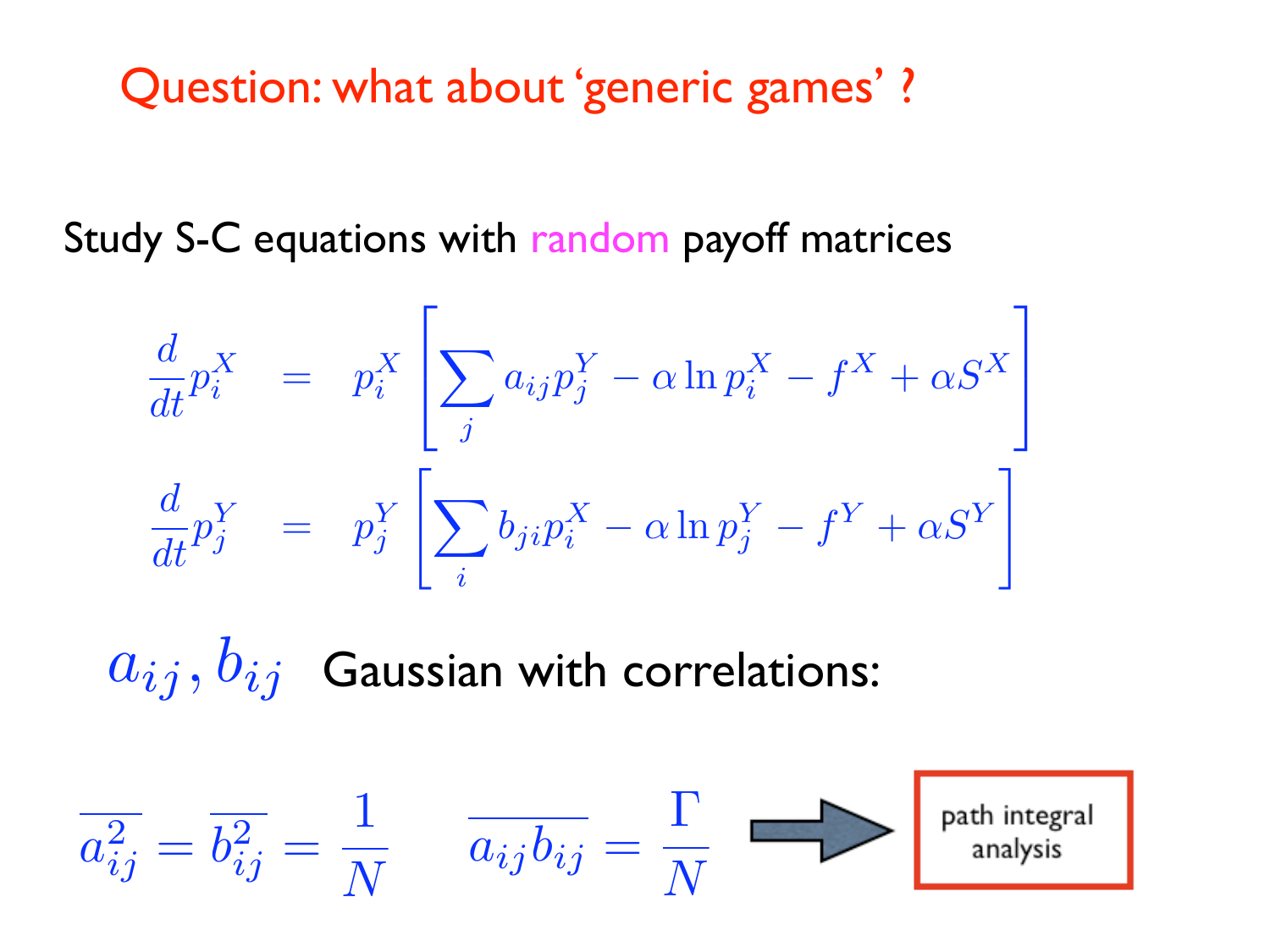# Question: what about 'generic games' ?

Study S-C equations with random payoff matrices

$$
\begin{aligned}
\frac{d}{dt}p_i^X &= p_i^X \left[ \sum_j a_{ij} p_j^Y - \alpha \ln p_i^X - f^X + \alpha S^X \right] \\
\frac{d}{dt}p_j^Y &= p_j^Y \left[ \sum_i b_{ji} p_i^X - \alpha \ln p_j^Y - f^Y + \alpha S^Y \right]
\end{aligned}
$$

$a_{ij}, b_{ij}$ Gaussian with correlations:

$$
\overline{a_{ij}^2} = \overline{b_{ij}^2} = \frac{1}{N} \qquad \overline{a_{ij} b_{ij}} = \frac{\Gamma}{N}
$$

→ path integral analysis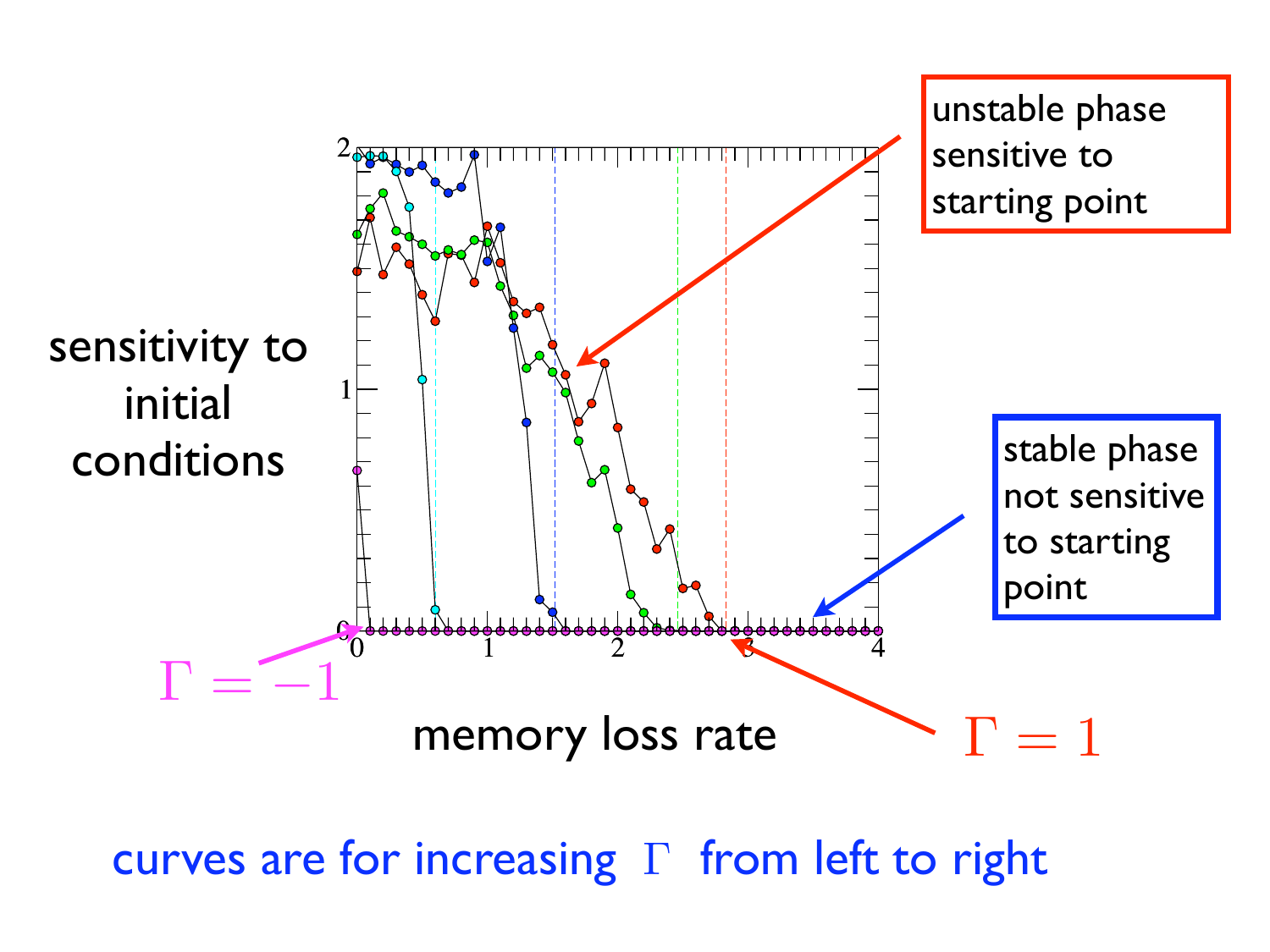unstable phase sensitive to starting point

sensitivity to initial conditions

stable phase not sensitive to starting point

$\Gamma = -1$

memory loss rate

$\Gamma = 1$

curves are for increasing $\Gamma$ from left to right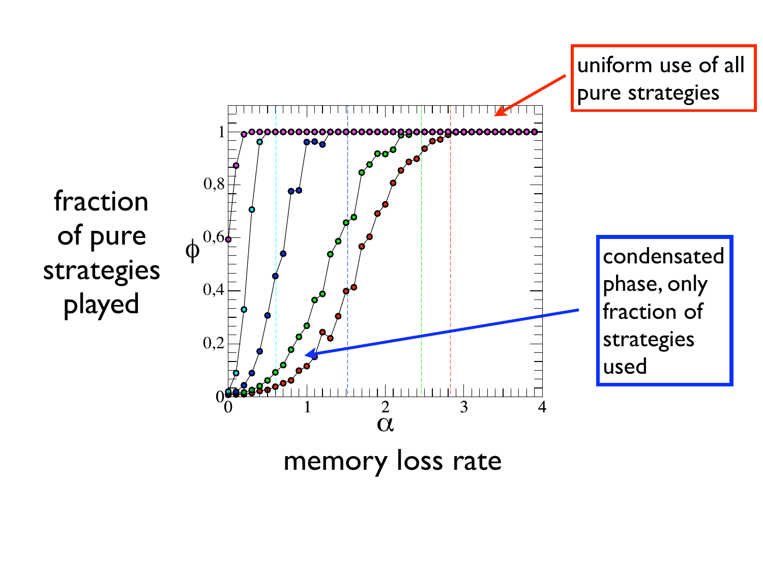uniform use of all pure strategies

fraction of pure strategies played

condensated phase, only fraction of strategies used

memory loss rate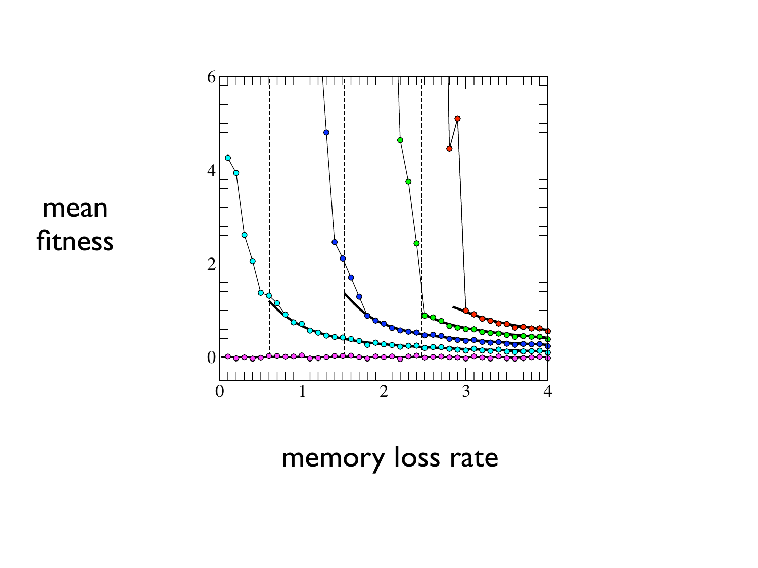mean fitness

memory loss rate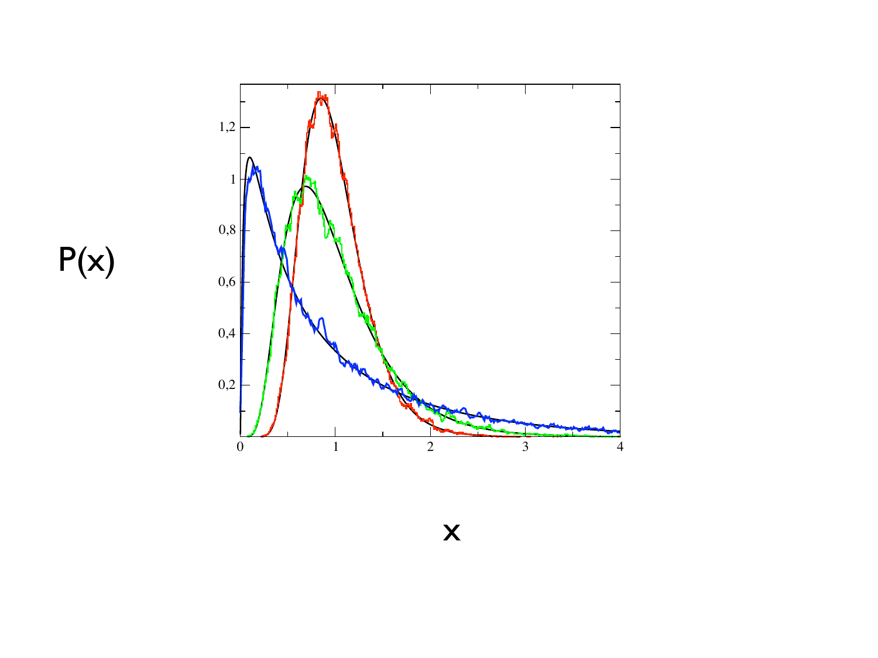P(x)

x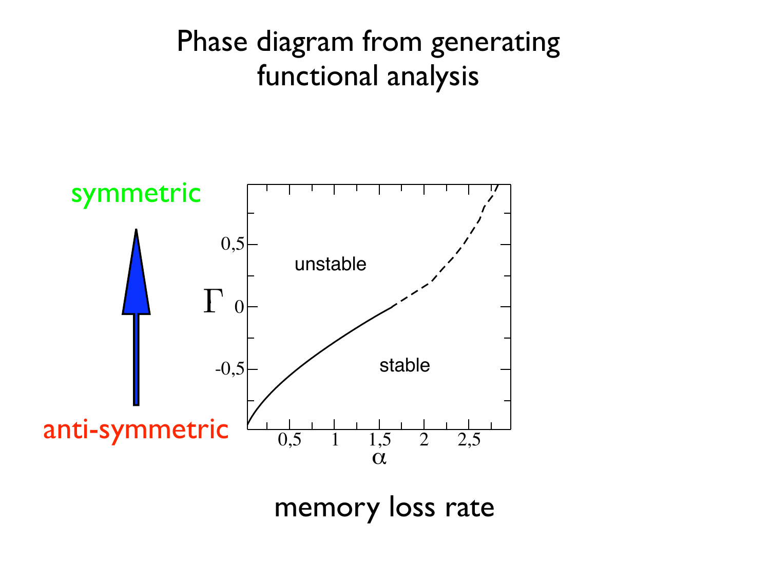# Phase diagram from generating functional analysis

symmetric

anti-symmetric

unstable

stable

$\Gamma$

$\alpha$

memory loss rate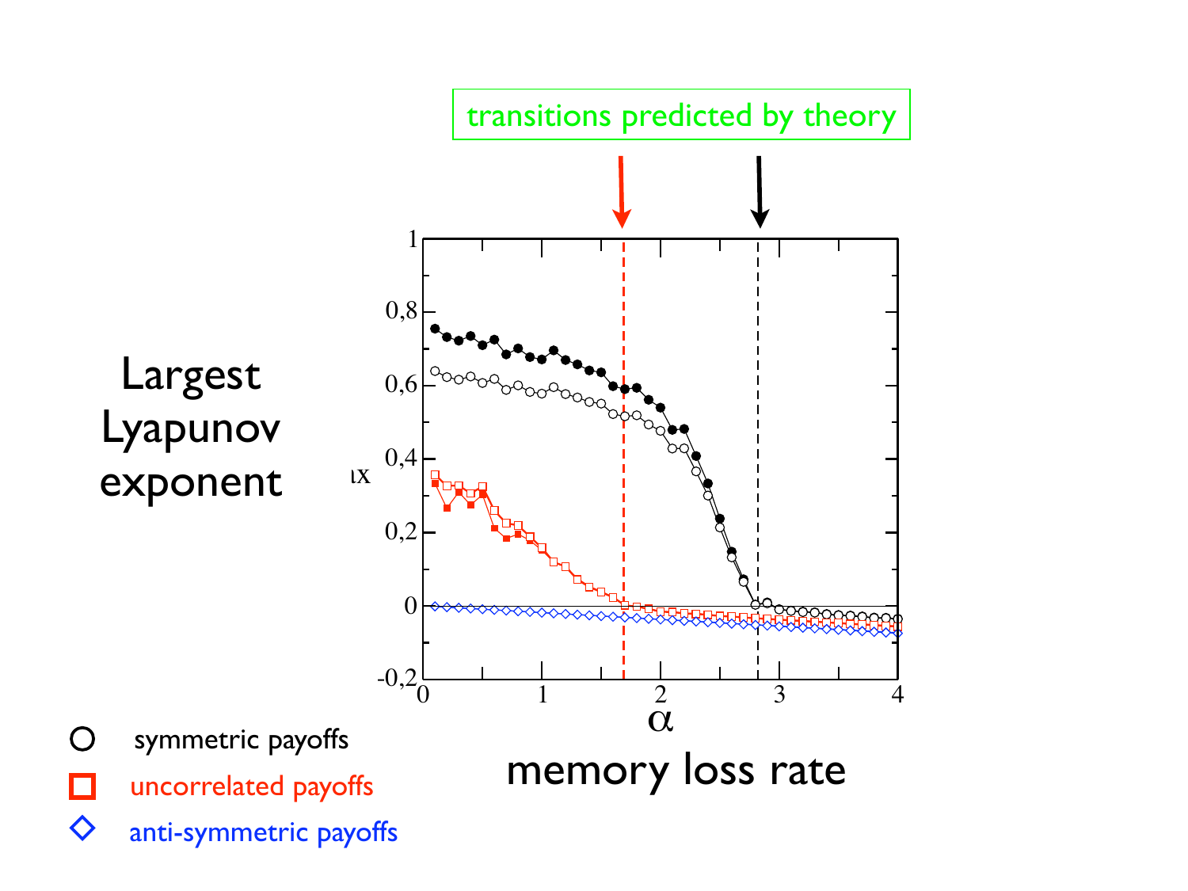transitions predicted by theory

Largest Lyapunov exponent

memory loss rate

$\alpha$

- ○ symmetric payoffs
- □ uncorrelated payoffs
- ◇ anti-symmetric payoffs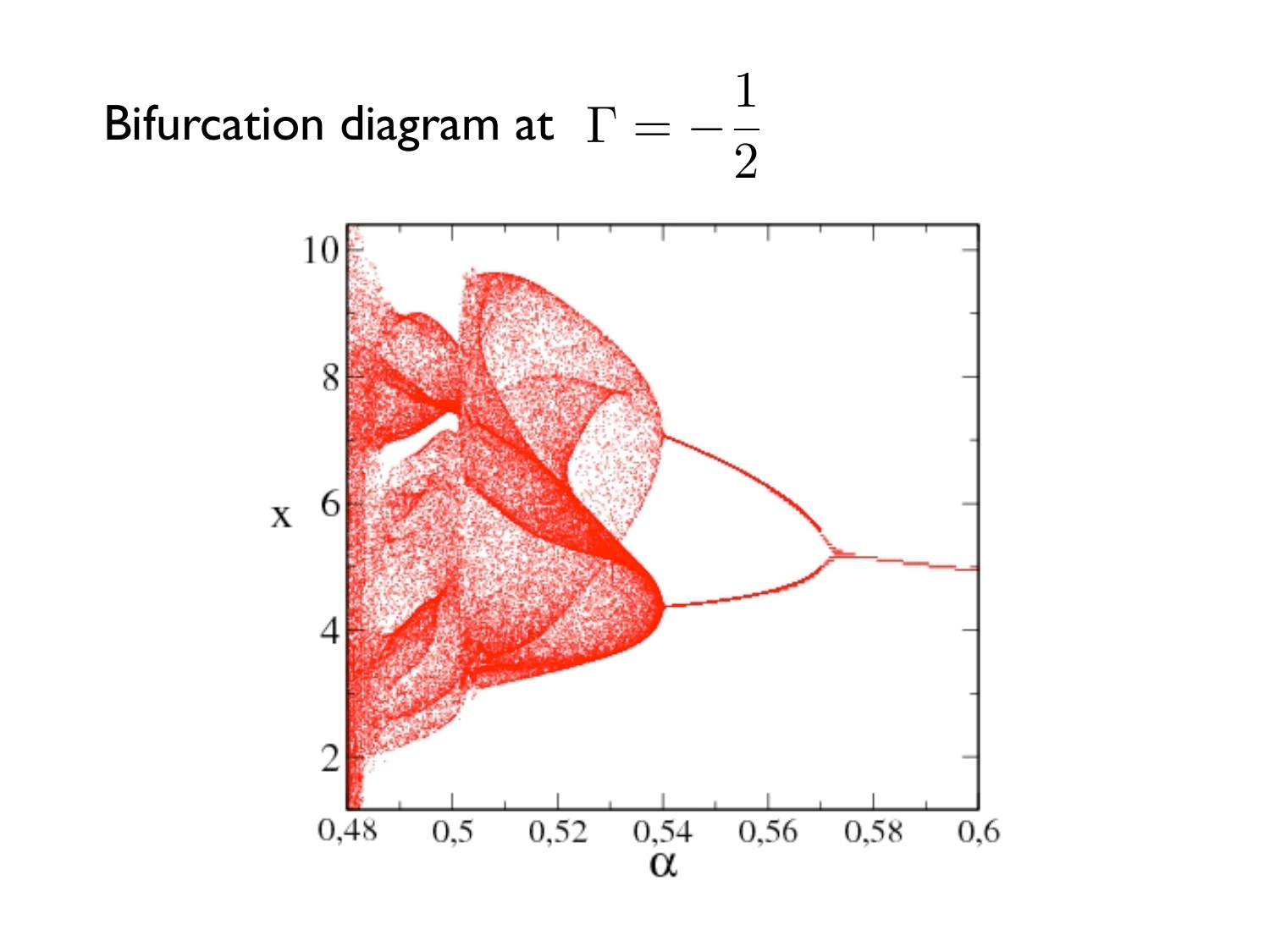Bifurcation diagram at $\Gamma = -\frac{1}{2}$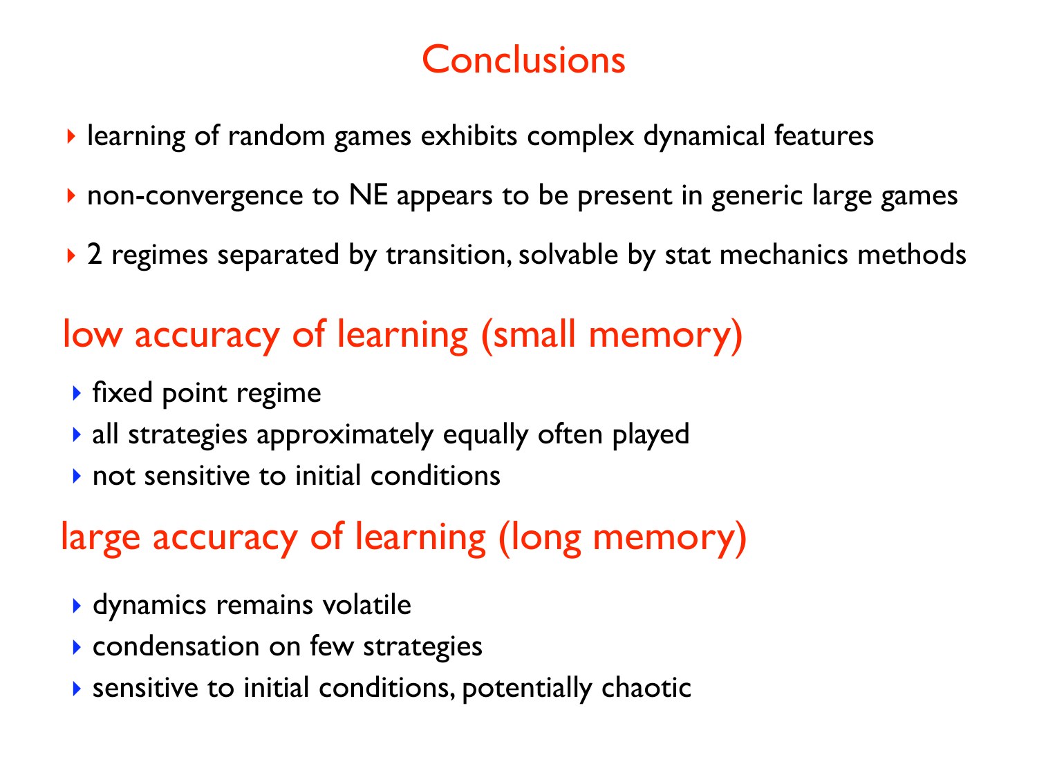# Conclusions

- learning of random games exhibits complex dynamical features
- non-convergence to NE appears to be present in generic large games
- 2 regimes separated by transition, solvable by stat mechanics methods

## low accuracy of learning (small memory)

- fixed point regime
- all strategies approximately equally often played
- not sensitive to initial conditions

## large accuracy of learning (long memory)

- dynamics remains volatile
- condensation on few strategies
- sensitive to initial conditions, potentially chaotic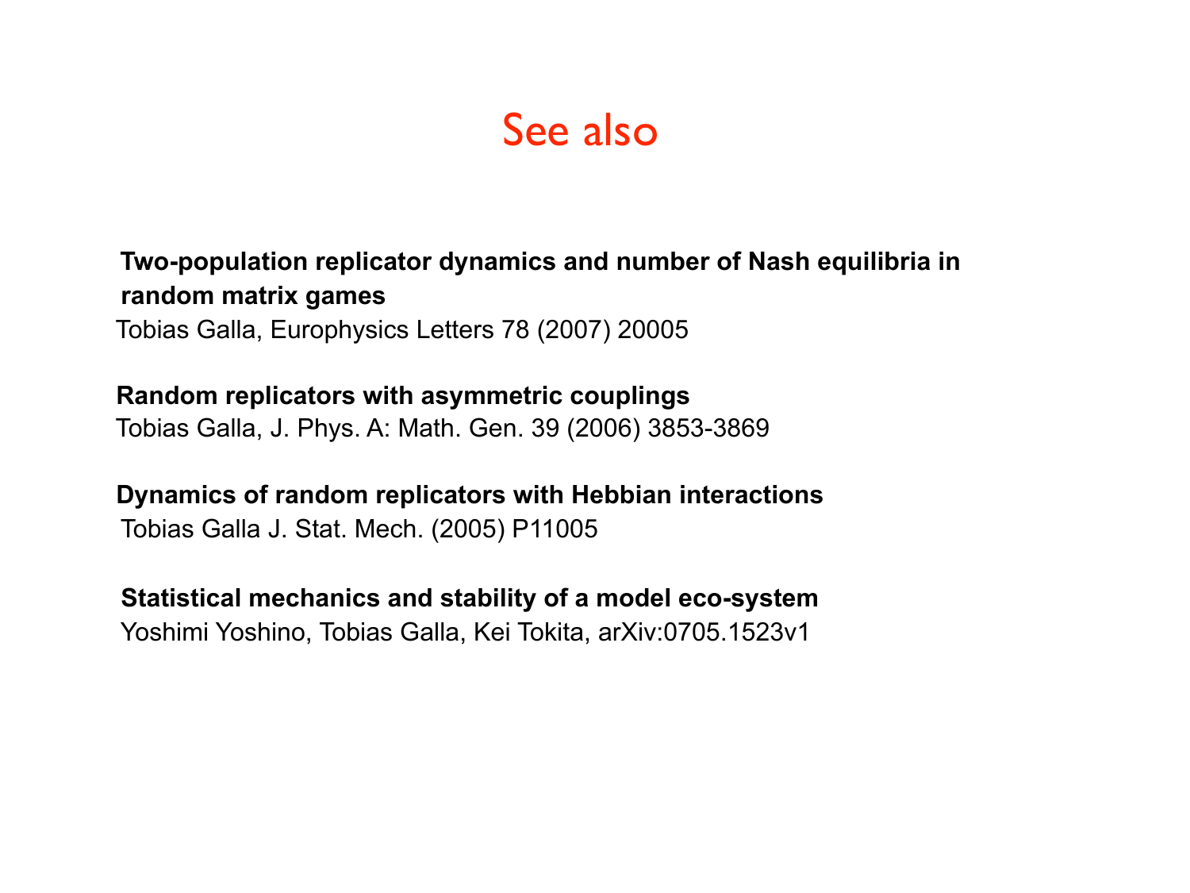# See also

**Two-population replicator dynamics and number of Nash equilibria in random matrix games**
Tobias Galla, Europhysics Letters 78 (2007) 20005

**Random replicators with asymmetric couplings**
Tobias Galla, J. Phys. A: Math. Gen. 39 (2006) 3853-3869

**Dynamics of random replicators with Hebbian interactions**
Tobias Galla J. Stat. Mech. (2005) P11005

**Statistical mechanics and stability of a model eco-system**
Yoshimi Yoshino, Tobias Galla, Kei Tokita, arXiv:0705.1523v1